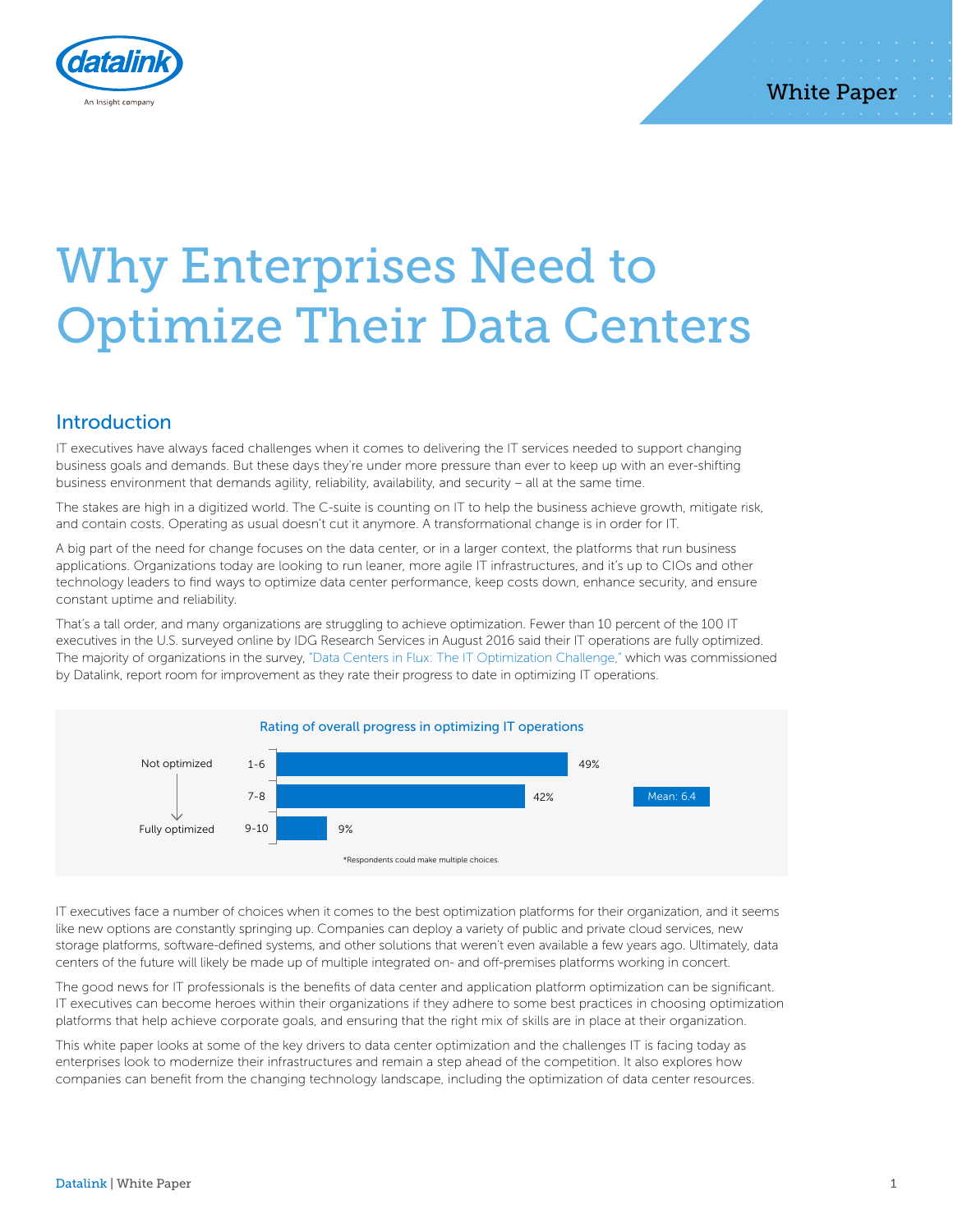White Paper

# Why Enterprises Need to Optimize Their Data Centers

## Introduction

IT executives have always faced challenges when it comes to delivering the IT services needed to support changing business goals and demands. But these days they're under more pressure than ever to keep up with an ever-shifting business environment that demands agility, reliability, availability, and security – all at the same time.

The stakes are high in a digitized world. The C-suite is counting on IT to help the business achieve growth, mitigate risk, and contain costs. Operating as usual doesn't cut it anymore. A transformational change is in order for IT.

A big part of the need for change focuses on the data center, or in a larger context, the platforms that run business applications. Organizations today are looking to run leaner, more agile IT infrastructures, and it's up to CIOs and other technology leaders to find ways to optimize data center performance, keep costs down, enhance security, and ensure constant uptime and reliability.

That's a tall order, and many organizations are struggling to achieve optimization. Fewer than 10 percent of the 100 IT executives in the U.S. surveyed online by IDG Research Services in August 2016 said their IT operations are fully optimized. The majority of organizations in the survey, "Data Centers in Flux: The IT Optimization Challenge," which was commissioned by Datalink, report room for improvement as they rate their progress to date in optimizing IT operations.

**Rating of overall progress in optimizing IT operations**

| | Rating | Percent |
|---|---|---|
| Not optimized | 1-6 | 49% |
| | 7-8 | 42% |
| Fully optimized | 9-10 | 9% |

Mean: 6.4

*Respondents could make multiple choices.

IT executives face a number of choices when it comes to the best optimization platforms for their organization, and it seems like new options are constantly springing up. Companies can deploy a variety of public and private cloud services, new storage platforms, software-defined systems, and other solutions that weren't even available a few years ago. Ultimately, data centers of the future will likely be made up of multiple integrated on- and off-premises platforms working in concert.

The good news for IT professionals is the benefits of data center and application platform optimization can be significant. IT executives can become heroes within their organizations if they adhere to some best practices in choosing optimization platforms that help achieve corporate goals, and ensuring that the right mix of skills are in place at their organization.

This white paper looks at some of the key drivers to data center optimization and the challenges IT is facing today as enterprises look to modernize their infrastructures and remain a step ahead of the competition. It also explores how companies can benefit from the changing technology landscape, including the optimization of data center resources.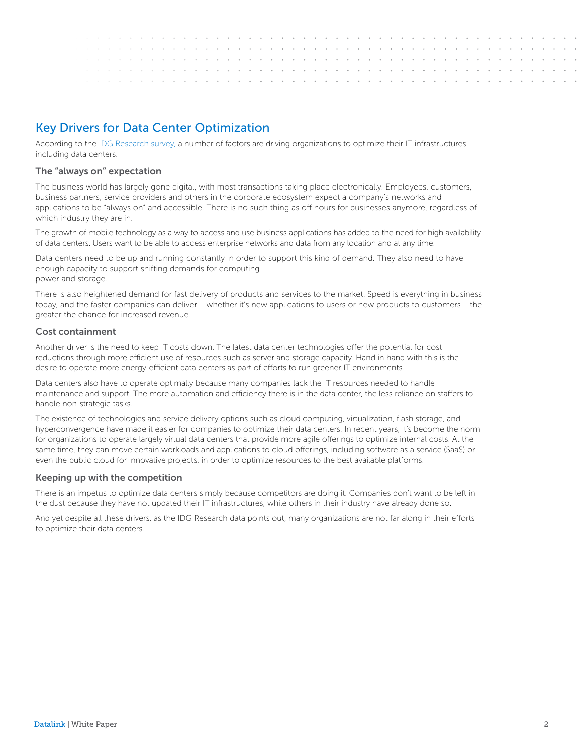## Key Drivers for Data Center Optimization

According to the IDG Research survey, a number of factors are driving organizations to optimize their IT infrastructures including data centers.

### The "always on" expectation

The business world has largely gone digital, with most transactions taking place electronically. Employees, customers, business partners, service providers and others in the corporate ecosystem expect a company's networks and applications to be "always on" and accessible. There is no such thing as off hours for businesses anymore, regardless of which industry they are in.

The growth of mobile technology as a way to access and use business applications has added to the need for high availability of data centers. Users want to be able to access enterprise networks and data from any location and at any time.

Data centers need to be up and running constantly in order to support this kind of demand. They also need to have enough capacity to support shifting demands for computing power and storage.

There is also heightened demand for fast delivery of products and services to the market. Speed is everything in business today, and the faster companies can deliver – whether it's new applications to users or new products to customers – the greater the chance for increased revenue.

### Cost containment

Another driver is the need to keep IT costs down. The latest data center technologies offer the potential for cost reductions through more efficient use of resources such as server and storage capacity. Hand in hand with this is the desire to operate more energy-efficient data centers as part of efforts to run greener IT environments.

Data centers also have to operate optimally because many companies lack the IT resources needed to handle maintenance and support. The more automation and efficiency there is in the data center, the less reliance on staffers to handle non-strategic tasks.

The existence of technologies and service delivery options such as cloud computing, virtualization, flash storage, and hyperconvergence have made it easier for companies to optimize their data centers. In recent years, it's become the norm for organizations to operate largely virtual data centers that provide more agile offerings to optimize internal costs. At the same time, they can move certain workloads and applications to cloud offerings, including software as a service (SaaS) or even the public cloud for innovative projects, in order to optimize resources to the best available platforms.

### Keeping up with the competition

There is an impetus to optimize data centers simply because competitors are doing it. Companies don't want to be left in the dust because they have not updated their IT infrastructures, while others in their industry have already done so.

And yet despite all these drivers, as the IDG Research data points out, many organizations are not far along in their efforts to optimize their data centers.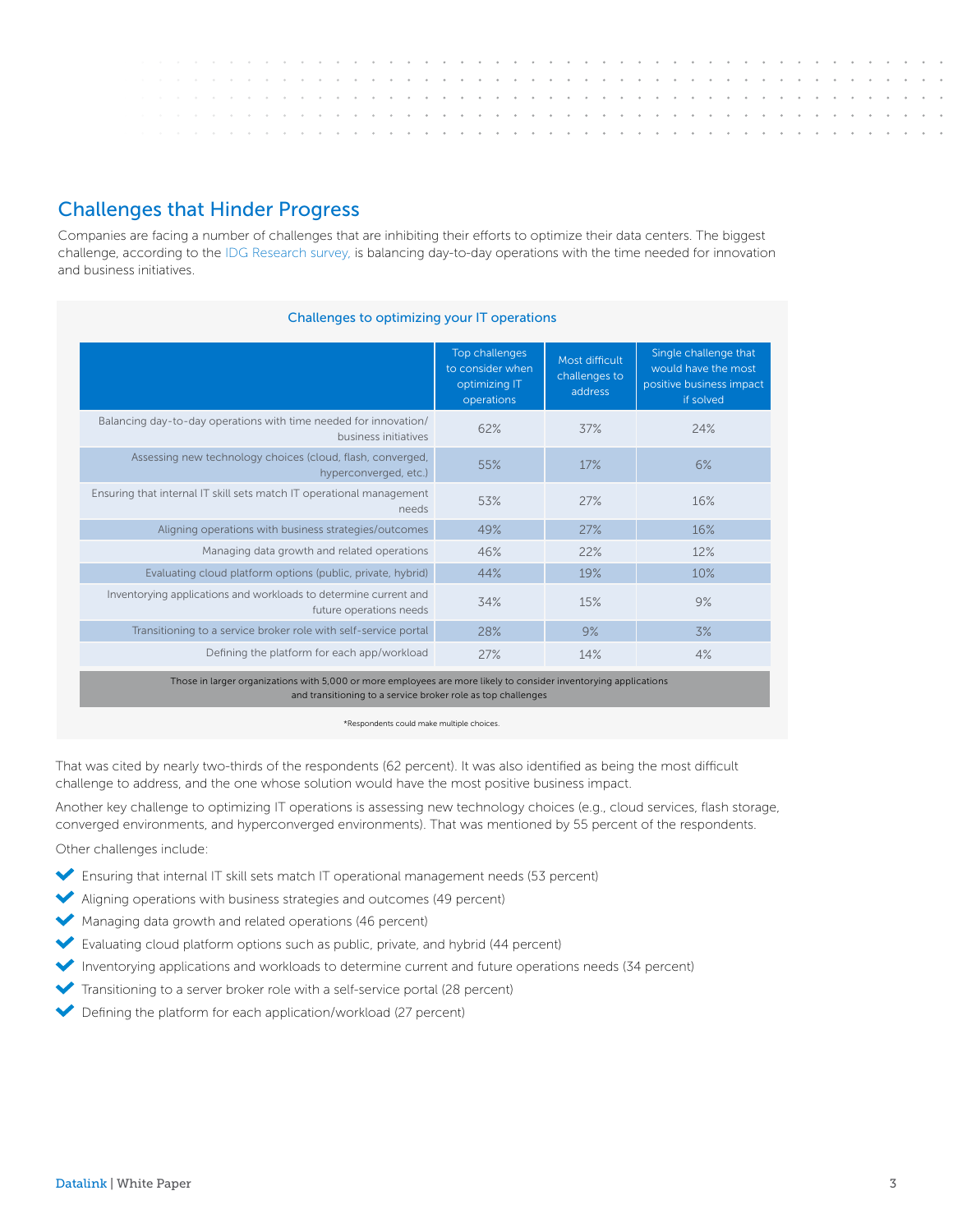## Challenges that Hinder Progress

Companies are facing a number of challenges that are inhibiting their efforts to optimize their data centers. The biggest challenge, according to the IDG Research survey, is balancing day-to-day operations with the time needed for innovation and business initiatives.

### Challenges to optimizing your IT operations

| | Top challenges to consider when optimizing IT operations | Most difficult challenges to address | Single challenge that would have the most positive business impact if solved |
|---|---|---|---|
| Balancing day-to-day operations with time needed for innovation/ business initiatives | 62% | 37% | 24% |
| Assessing new technology choices (cloud, flash, converged, hyperconverged, etc.) | 55% | 17% | 6% |
| Ensuring that internal IT skill sets match IT operational management needs | 53% | 27% | 16% |
| Aligning operations with business strategies/outcomes | 49% | 27% | 16% |
| Managing data growth and related operations | 46% | 22% | 12% |
| Evaluating cloud platform options (public, private, hybrid) | 44% | 19% | 10% |
| Inventorying applications and workloads to determine current and future operations needs | 34% | 15% | 9% |
| Transitioning to a service broker role with self-service portal | 28% | 9% | 3% |
| Defining the platform for each app/workload | 27% | 14% | 4% |

Those in larger organizations with 5,000 or more employees are more likely to consider inventorying applications and transitioning to a service broker role as top challenges

*Respondents could make multiple choices.

That was cited by nearly two-thirds of the respondents (62 percent). It was also identified as being the most difficult challenge to address, and the one whose solution would have the most positive business impact.

Another key challenge to optimizing IT operations is assessing new technology choices (e.g., cloud services, flash storage, converged environments, and hyperconverged environments). That was mentioned by 55 percent of the respondents.

Other challenges include:

- Ensuring that internal IT skill sets match IT operational management needs (53 percent)
- Aligning operations with business strategies and outcomes (49 percent)
- Managing data growth and related operations (46 percent)
- Evaluating cloud platform options such as public, private, and hybrid (44 percent)
- Inventorying applications and workloads to determine current and future operations needs (34 percent)
- Transitioning to a server broker role with a self-service portal (28 percent)
- Defining the platform for each application/workload (27 percent)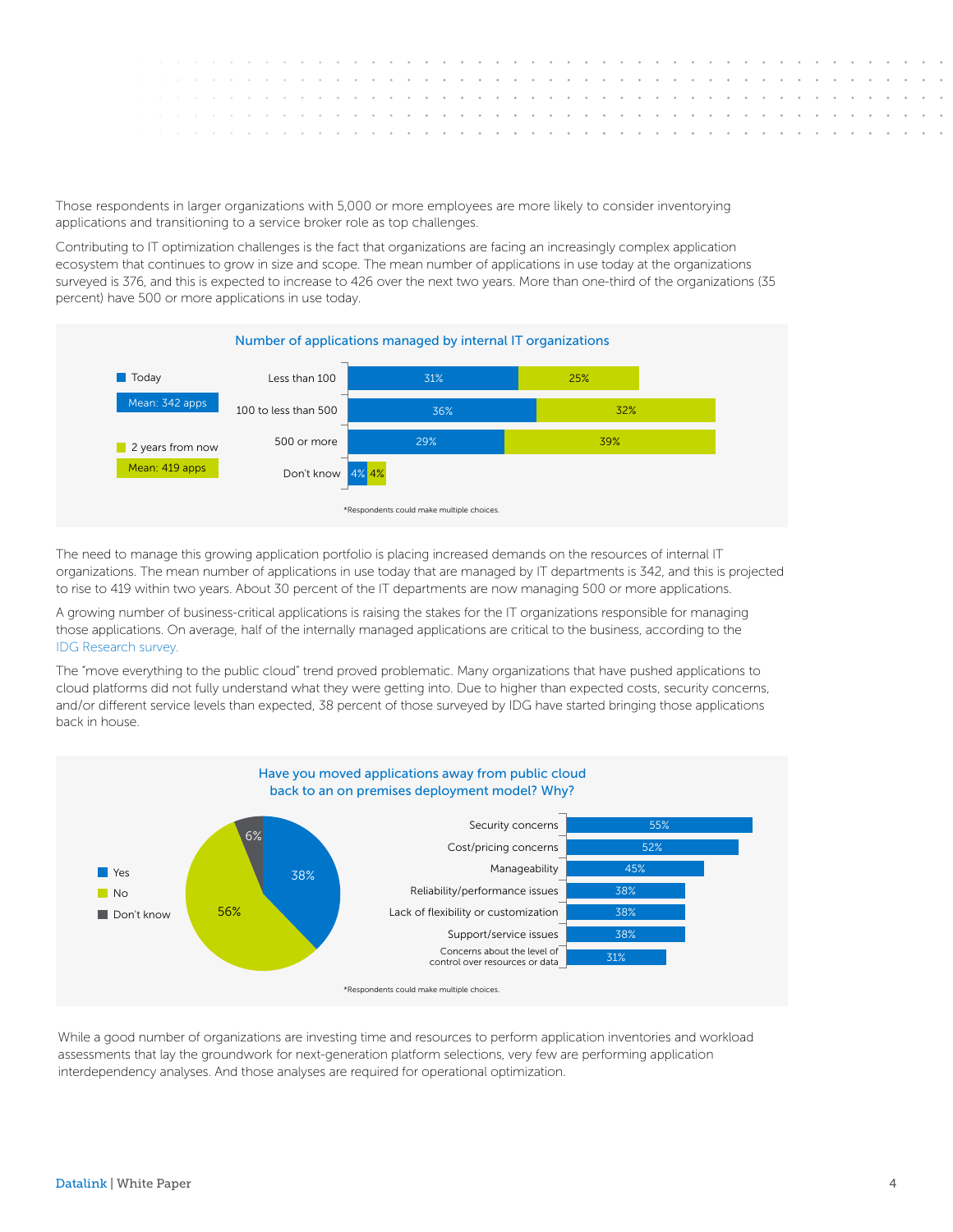Those respondents in larger organizations with 5,000 or more employees are more likely to consider inventorying applications and transitioning to a service broker role as top challenges.

Contributing to IT optimization challenges is the fact that organizations are facing an increasingly complex application ecosystem that continues to grow in size and scope. The mean number of applications in use today at the organizations surveyed is 376, and this is expected to increase to 426 over the next two years. More than one-third of the organizations (35 percent) have 500 or more applications in use today.

**Number of applications managed by internal IT organizations**

| | Today (Mean: 342 apps) | 2 years from now (Mean: 419 apps) |
|---|---|---|
| Less than 100 | 31% | 25% |
| 100 to less than 500 | 36% | 32% |
| 500 or more | 29% | 39% |
| Don't know | 4% | 4% |

*Respondents could make multiple choices.

The need to manage this growing application portfolio is placing increased demands on the resources of internal IT organizations. The mean number of applications in use today that are managed by IT departments is 342, and this is projected to rise to 419 within two years. About 30 percent of the IT departments are now managing 500 or more applications.

A growing number of business-critical applications is raising the stakes for the IT organizations responsible for managing those applications. On average, half of the internally managed applications are critical to the business, according to the IDG Research survey.

The "move everything to the public cloud" trend proved problematic. Many organizations that have pushed applications to cloud platforms did not fully understand what they were getting into. Due to higher than expected costs, security concerns, and/or different service levels than expected, 38 percent of those surveyed by IDG have started bringing those applications back in house.

**Have you moved applications away from public cloud back to an on premises deployment model? Why?**

| Response | Percent |
|---|---|
| Yes | 38% |
| No | 56% |
| Don't know | 6% |

| Reason | Percent |
|---|---|
| Security concerns | 55% |
| Cost/pricing concerns | 52% |
| Manageability | 45% |
| Reliability/performance issues | 38% |
| Lack of flexibility or customization | 38% |
| Support/service issues | 38% |
| Concerns about the level of control over resources or data | 31% |

*Respondents could make multiple choices.

While a good number of organizations are investing time and resources to perform application inventories and workload assessments that lay the groundwork for next-generation platform selections, very few are performing application interdependency analyses. And those analyses are required for operational optimization.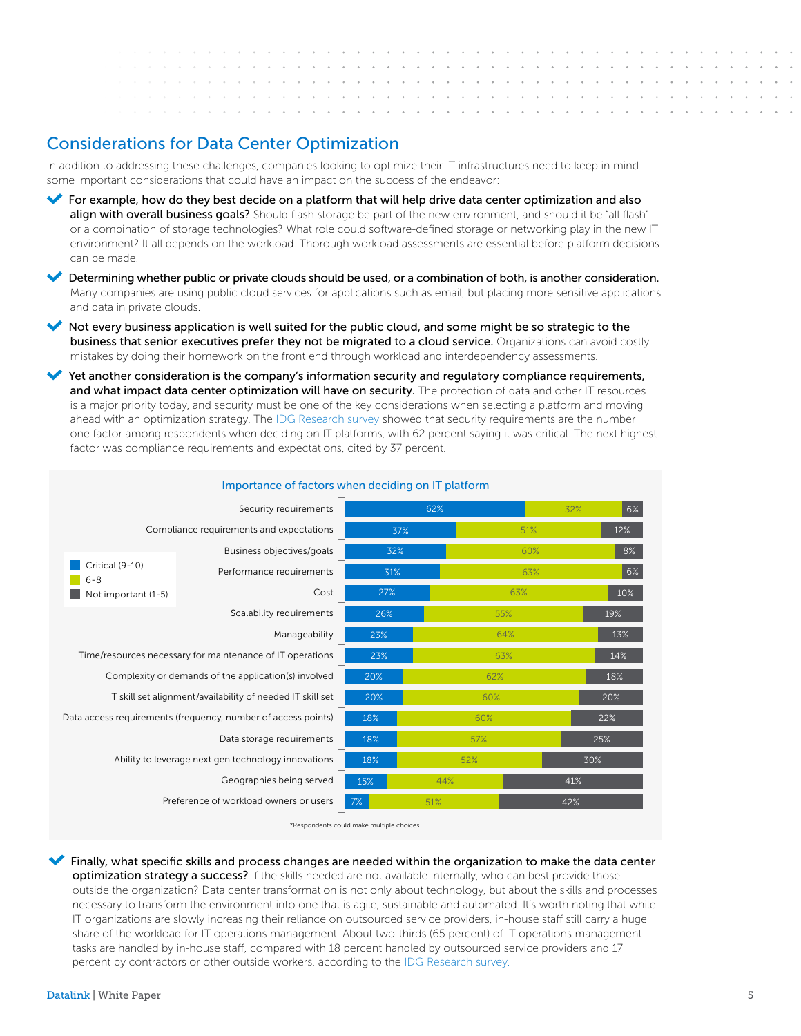## Considerations for Data Center Optimization

In addition to addressing these challenges, companies looking to optimize their IT infrastructures need to keep in mind some important considerations that could have an impact on the success of the endeavor:

- **For example, how do they best decide on a platform that will help drive data center optimization and also align with overall business goals?** Should flash storage be part of the new environment, and should it be "all flash" or a combination of storage technologies? What role could software-defined storage or networking play in the new IT environment? It all depends on the workload. Thorough workload assessments are essential before platform decisions can be made.
- **Determining whether public or private clouds should be used, or a combination of both, is another consideration.** Many companies are using public cloud services for applications such as email, but placing more sensitive applications and data in private clouds.
- **Not every business application is well suited for the public cloud, and some might be so strategic to the business that senior executives prefer they not be migrated to a cloud service.** Organizations can avoid costly mistakes by doing their homework on the front end through workload and interdependency assessments.
- **Yet another consideration is the company's information security and regulatory compliance requirements, and what impact data center optimization will have on security.** The protection of data and other IT resources is a major priority today, and security must be one of the key considerations when selecting a platform and moving ahead with an optimization strategy. The IDG Research survey showed that security requirements are the number one factor among respondents when deciding on IT platforms, with 62 percent saying it was critical. The next highest factor was compliance requirements and expectations, cited by 37 percent.

**Importance of factors when deciding on IT platform**

| Factor | Critical (9-10) | 6-8 | Not important (1-5) |
|---|---|---|---|
| Security requirements | 62% | 32% | 6% |
| Compliance requirements and expectations | 37% | 51% | 12% |
| Business objectives/goals | 32% | 60% | 8% |
| Performance requirements | 31% | 63% | 6% |
| Cost | 27% | 63% | 10% |
| Scalability requirements | 26% | 55% | 19% |
| Manageability | 23% | 64% | 13% |
| Time/resources necessary for maintenance of IT operations | 23% | 63% | 14% |
| Complexity or demands of the application(s) involved | 20% | 62% | 18% |
| IT skill set alignment/availability of needed IT skill set | 20% | 60% | 20% |
| Data access requirements (frequency, number of access points) | 18% | 60% | 22% |
| Data storage requirements | 18% | 57% | 25% |
| Ability to leverage next gen technology innovations | 18% | 52% | 30% |
| Geographies being served | 15% | 44% | 41% |
| Preference of workload owners or users | 7% | 51% | 42% |

*Respondents could make multiple choices.

- **Finally, what specific skills and process changes are needed within the organization to make the data center optimization strategy a success?** If the skills needed are not available internally, who can best provide those outside the organization? Data center transformation is not only about technology, but about the skills and processes necessary to transform the environment into one that is agile, sustainable and automated. It's worth noting that while IT organizations are slowly increasing their reliance on outsourced service providers, in-house staff still carry a huge share of the workload for IT operations management. About two-thirds (65 percent) of IT operations management tasks are handled by in-house staff, compared with 18 percent handled by outsourced service providers and 17 percent by contractors or other outside workers, according to the IDG Research survey.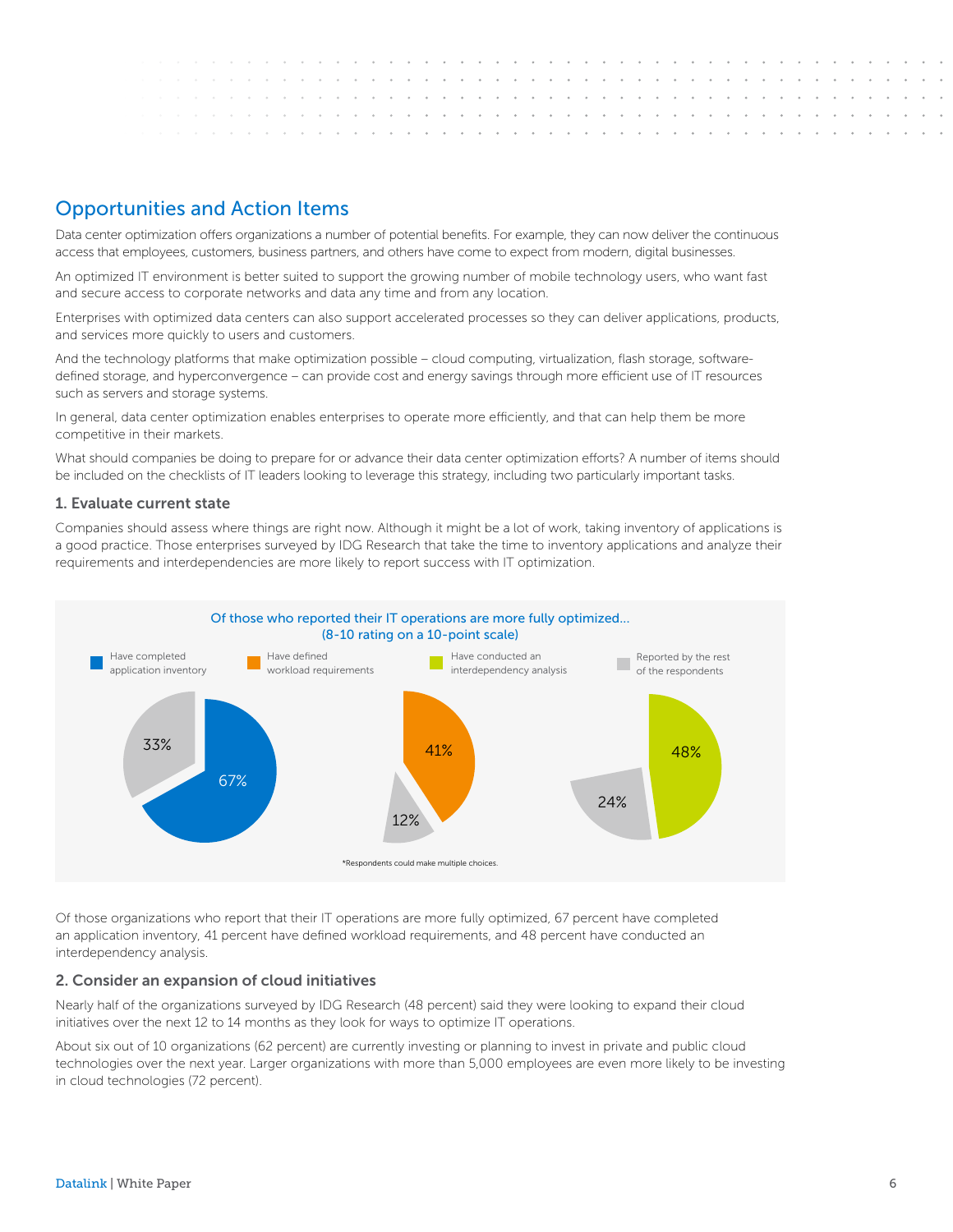## Opportunities and Action Items

Data center optimization offers organizations a number of potential benefits. For example, they can now deliver the continuous access that employees, customers, business partners, and others have come to expect from modern, digital businesses.

An optimized IT environment is better suited to support the growing number of mobile technology users, who want fast and secure access to corporate networks and data any time and from any location.

Enterprises with optimized data centers can also support accelerated processes so they can deliver applications, products, and services more quickly to users and customers.

And the technology platforms that make optimization possible – cloud computing, virtualization, flash storage, software-defined storage, and hyperconvergence – can provide cost and energy savings through more efficient use of IT resources such as servers and storage systems.

In general, data center optimization enables enterprises to operate more efficiently, and that can help them be more competitive in their markets.

What should companies be doing to prepare for or advance their data center optimization efforts? A number of items should be included on the checklists of IT leaders looking to leverage this strategy, including two particularly important tasks.

### 1. Evaluate current state

Companies should assess where things are right now. Although it might be a lot of work, taking inventory of applications is a good practice. Those enterprises surveyed by IDG Research that take the time to inventory applications and analyze their requirements and interdependencies are more likely to report success with IT optimization.

Of those who reported their IT operations are more fully optimized... (8-10 rating on a 10-point scale)

| | Respondents with 8-10 rating | Reported by the rest of the respondents |
|---|---|---|
| Have completed application inventory | 67% | 33% |
| Have defined workload requirements | 41% | 12% |
| Have conducted an interdependency analysis | 48% | 24% |

*Respondents could make multiple choices.

Of those organizations who report that their IT operations are more fully optimized, 67 percent have completed an application inventory, 41 percent have defined workload requirements, and 48 percent have conducted an interdependency analysis.

### 2. Consider an expansion of cloud initiatives

Nearly half of the organizations surveyed by IDG Research (48 percent) said they were looking to expand their cloud initiatives over the next 12 to 14 months as they look for ways to optimize IT operations.

About six out of 10 organizations (62 percent) are currently investing or planning to invest in private and public cloud technologies over the next year. Larger organizations with more than 5,000 employees are even more likely to be investing in cloud technologies (72 percent).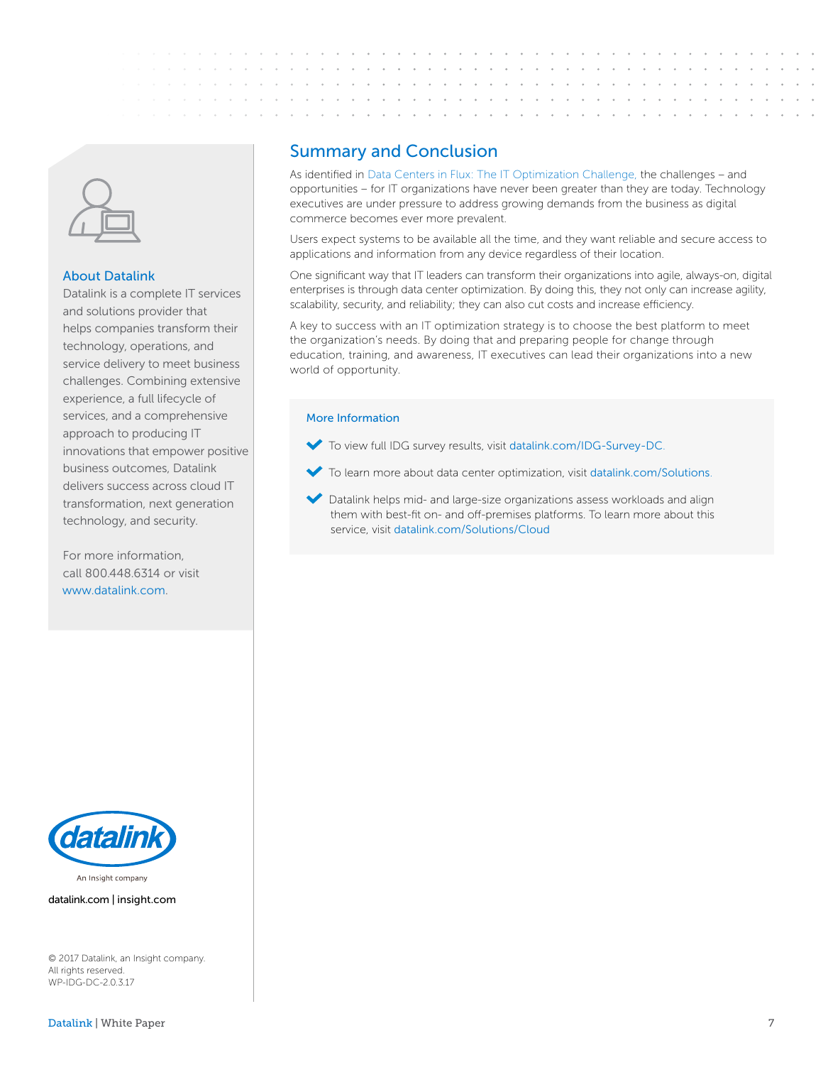## Summary and Conclusion

As identified in Data Centers in Flux: The IT Optimization Challenge, the challenges – and opportunities – for IT organizations have never been greater than they are today. Technology executives are under pressure to address growing demands from the business as digital commerce becomes ever more prevalent.

Users expect systems to be available all the time, and they want reliable and secure access to applications and information from any device regardless of their location.

One significant way that IT leaders can transform their organizations into agile, always-on, digital enterprises is through data center optimization. By doing this, they not only can increase agility, scalability, security, and reliability; they can also cut costs and increase efficiency.

A key to success with an IT optimization strategy is to choose the best platform to meet the organization's needs. By doing that and preparing people for change through education, training, and awareness, IT executives can lead their organizations into a new world of opportunity.

### More Information

- To view full IDG survey results, visit datalink.com/IDG-Survey-DC.
- To learn more about data center optimization, visit datalink.com/Solutions.
- Datalink helps mid- and large-size organizations assess workloads and align them with best-fit on- and off-premises platforms. To learn more about this service, visit datalink.com/Solutions/Cloud

### About Datalink

Datalink is a complete IT services and solutions provider that helps companies transform their technology, operations, and service delivery to meet business challenges. Combining extensive experience, a full lifecycle of services, and a comprehensive approach to producing IT innovations that empower positive business outcomes, Datalink delivers success across cloud IT transformation, next generation technology, and security.

For more information, call 800.448.6314 or visit www.datalink.com.

datalink

An Insight company

datalink.com | insight.com

© 2017 Datalink, an Insight company.
All rights reserved.
WP-IDG-DC-2.0.3.17